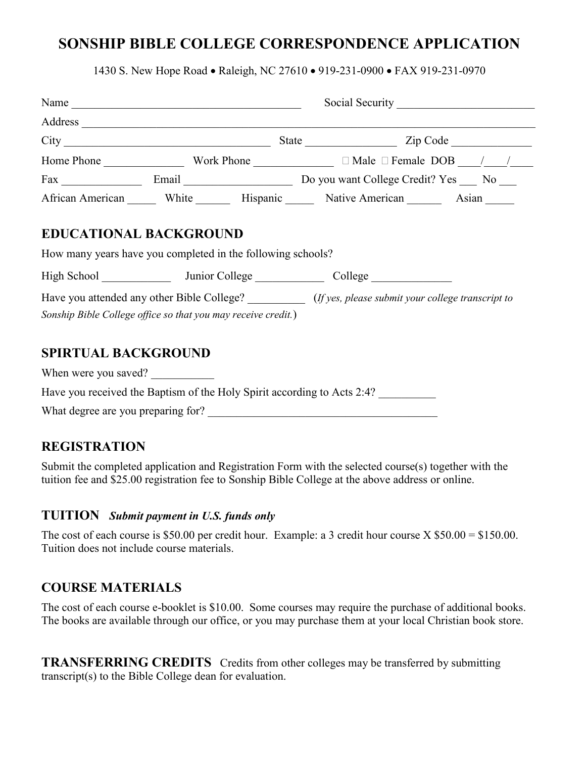# SONSHIP BIBLE COLLEGE CORRESPONDENCE APPLICATION

1430 S. New Hope Road • Raleigh, NC 27610 • 919-231-0900 • FAX 919-231-0970

Name ________________________________________ Social Security ________________________

Address ________________________________________________________________________________

City ___________________________________ State ________________ Zip Code ______________

Home Phone ______________ Work Phone ______________ □ Male □ Female DOB ____/____/____

Fax ______________ Email ___________________ Do you want College Credit? Yes ___ No ___

African American _____ White ______ Hispanic _____ Native American ______ Asian _____

## EDUCATIONAL BACKGROUND

How many years have you completed in the following schools?

High School ____________ Junior College ____________ College ______________

Have you attended any other Bible College? __________ (*If yes, please submit your college transcript to Sonship Bible College office so that you may receive credit.*)

## SPIRTUAL BACKGROUND

When were you saved? ___________

Have you received the Baptism of the Holy Spirit according to Acts 2:4? __________

What degree are you preparing for? ________________________________________

## REGISTRATION

Submit the completed application and Registration Form with the selected course(s) together with the tuition fee and $25.00 registration fee to Sonship Bible College at the above address or online.

## TUITION *Submit payment in U.S. funds only*

The cost of each course is $50.00 per credit hour. Example: a 3 credit hour course X $50.00 = $150.00. Tuition does not include course materials.

## COURSE MATERIALS

The cost of each course e-booklet is $10.00. Some courses may require the purchase of additional books. The books are available through our office, or you may purchase them at your local Christian book store.

**TRANSFERRING CREDITS** Credits from other colleges may be transferred by submitting transcript(s) to the Bible College dean for evaluation.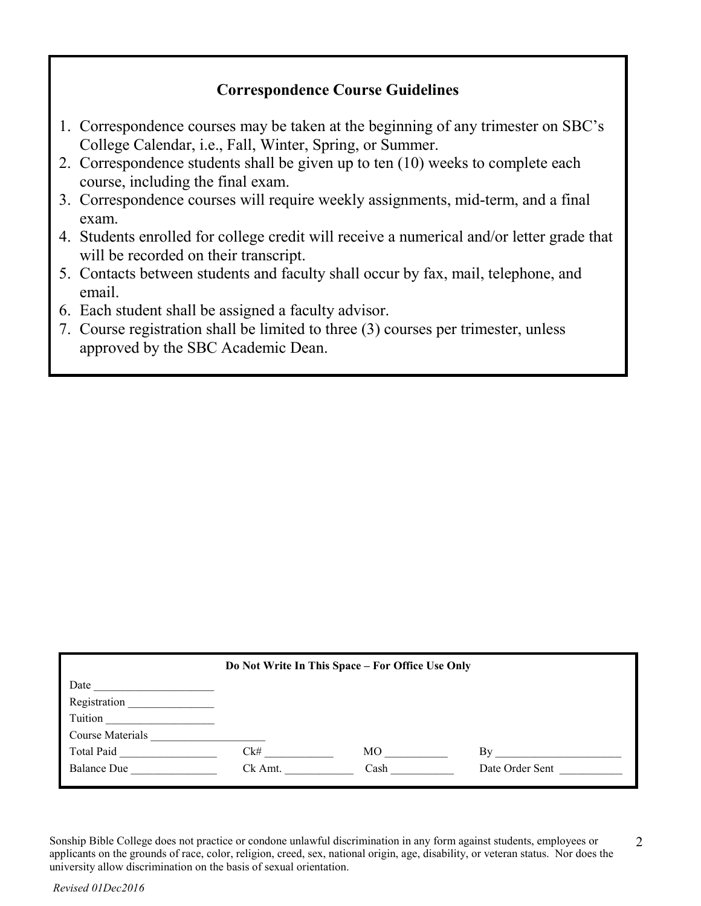## Correspondence Course Guidelines

1. Correspondence courses may be taken at the beginning of any trimester on SBC's College Calendar, i.e., Fall, Winter, Spring, or Summer.
2. Correspondence students shall be given up to ten (10) weeks to complete each course, including the final exam.
3. Correspondence courses will require weekly assignments, mid-term, and a final exam.
4. Students enrolled for college credit will receive a numerical and/or letter grade that will be recorded on their transcript.
5. Contacts between students and faculty shall occur by fax, mail, telephone, and email.
6. Each student shall be assigned a faculty advisor.
7. Course registration shall be limited to three (3) courses per trimester, unless approved by the SBC Academic Dean.

**Do Not Write In This Space – For Office Use Only**

| | | | |
|---|---|---|---|
| Date ____________________ | | | |
| Registration ______________ | | | |
| Tuition __________________ | | | |
| Course Materials ___________________ | | | |
| Total Paid ________________ | Ck# ___________ | MO __________ | By _____________________ |
| Balance Due ______________ | Ck Amt. ___________ | Cash __________ | Date Order Sent __________ |

Sonship Bible College does not practice or condone unlawful discrimination in any form against students, employees or applicants on the grounds of race, color, religion, creed, sex, national origin, age, disability, or veteran status. Nor does the university allow discrimination on the basis of sexual orientation.

*Revised 01Dec2016*